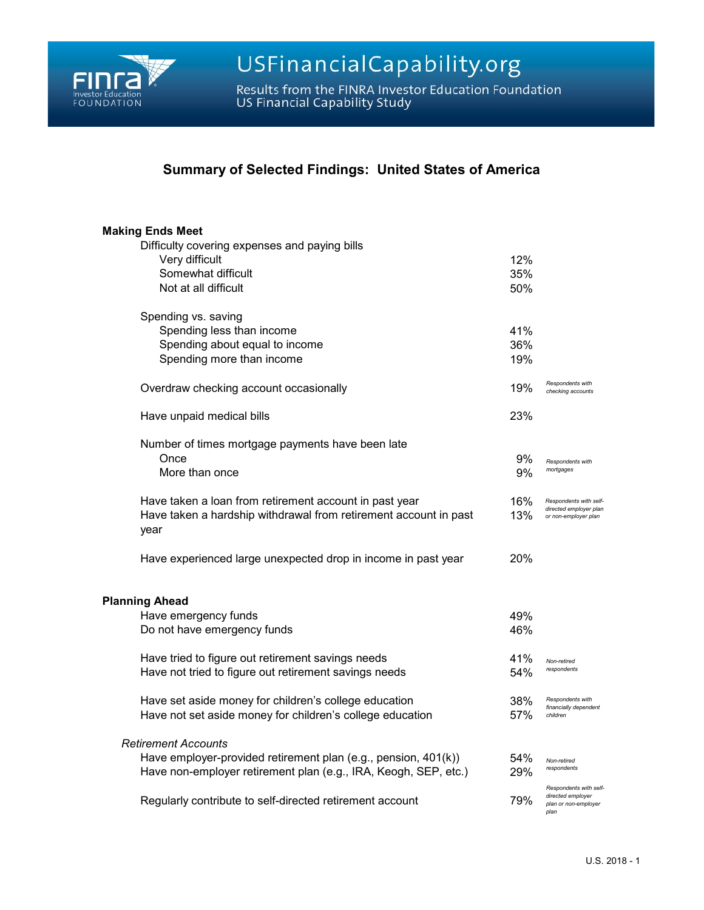USFinancialCapability.org

Results from the FINRA Investor Education Foundation US Financial Capability Study

# Summary of Selected Findings: United States of America

## Making Ends Meet

| | | |
|---|---|---|
| Difficulty covering expenses and paying bills | | |
| Very difficult | 12% | |
| Somewhat difficult | 35% | |
| Not at all difficult | 50% | |
| Spending vs. saving | | |
| Spending less than income | 41% | |
| Spending about equal to income | 36% | |
| Spending more than income | 19% | |
| Overdraw checking account occasionally | 19% | *Respondents with checking accounts* |
| Have unpaid medical bills | 23% | |
| Number of times mortgage payments have been late | | |
| Once | 9% | *Respondents with mortgages* |
| More than once | 9% | |
| Have taken a loan from retirement account in past year | 16% | *Respondents with self-directed employer plan or non-employer plan* |
| Have taken a hardship withdrawal from retirement account in past year | 13% | |
| Have experienced large unexpected drop in income in past year | 20% | |

## Planning Ahead

| | | |
|---|---|---|
| Have emergency funds | 49% | |
| Do not have emergency funds | 46% | |
| Have tried to figure out retirement savings needs | 41% | *Non-retired respondents* |
| Have not tried to figure out retirement savings needs | 54% | |
| Have set aside money for children's college education | 38% | *Respondents with financially dependent children* |
| Have not set aside money for children's college education | 57% | |

### *Retirement Accounts*

| | | |
|---|---|---|
| Have employer-provided retirement plan (e.g., pension, 401(k)) | 54% | *Non-retired respondents* |
| Have non-employer retirement plan (e.g., IRA, Keogh, SEP, etc.) | 29% | |
| Regularly contribute to self-directed retirement account | 79% | *Respondents with self-directed employer plan or non-employer plan* |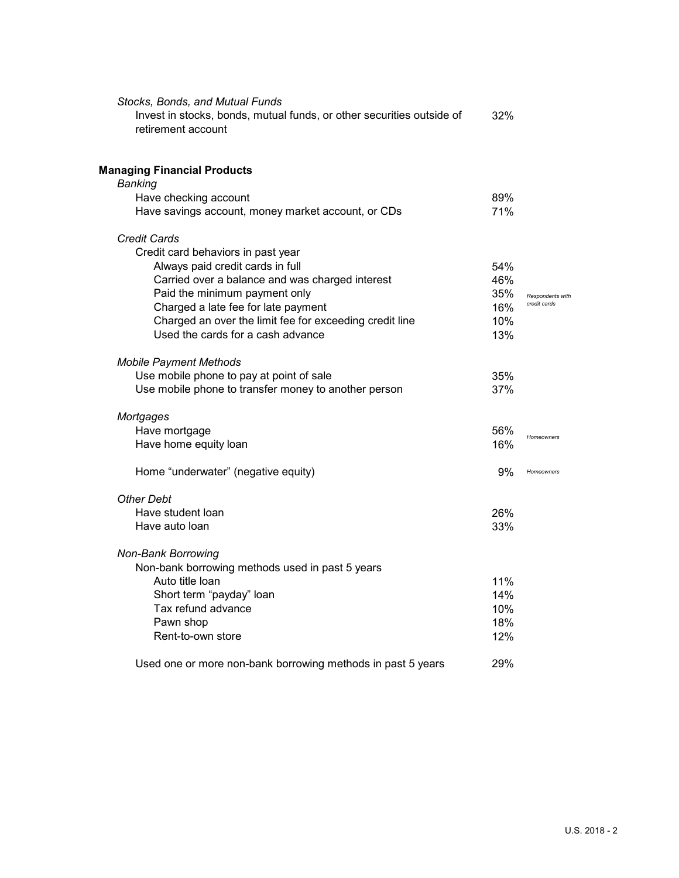*Stocks, Bonds, and Mutual Funds*

| | | |
|---|---|---|
| Invest in stocks, bonds, mutual funds, or other securities outside of retirement account | 32% | |

## Managing Financial Products

*Banking*

| | | |
|---|---|---|
| Have checking account | 89% | |
| Have savings account, money market account, or CDs | 71% | |

*Credit Cards*

| | | |
|---|---|---|
| Credit card behaviors in past year | | |
| Always paid credit cards in full | 54% | *Respondents with credit cards* |
| Carried over a balance and was charged interest | 46% | *Respondents with credit cards* |
| Paid the minimum payment only | 35% | *Respondents with credit cards* |
| Charged a late fee for late payment | 16% | *Respondents with credit cards* |
| Charged an over the limit fee for exceeding credit line | 10% | *Respondents with credit cards* |
| Used the cards for a cash advance | 13% | *Respondents with credit cards* |

*Mobile Payment Methods*

| | | |
|---|---|---|
| Use mobile phone to pay at point of sale | 35% | |
| Use mobile phone to transfer money to another person | 37% | |

*Mortgages*

| | | |
|---|---|---|
| Have mortgage | 56% | *Homeowners* |
| Have home equity loan | 16% | *Homeowners* |
| Home "underwater" (negative equity) | 9% | *Homeowners* |

*Other Debt*

| | | |
|---|---|---|
| Have student loan | 26% | |
| Have auto loan | 33% | |

*Non-Bank Borrowing*

| | | |
|---|---|---|
| Non-bank borrowing methods used in past 5 years | | |
| Auto title loan | 11% | |
| Short term "payday" loan | 14% | |
| Tax refund advance | 10% | |
| Pawn shop | 18% | |
| Rent-to-own store | 12% | |
| Used one or more non-bank borrowing methods in past 5 years | 29% | |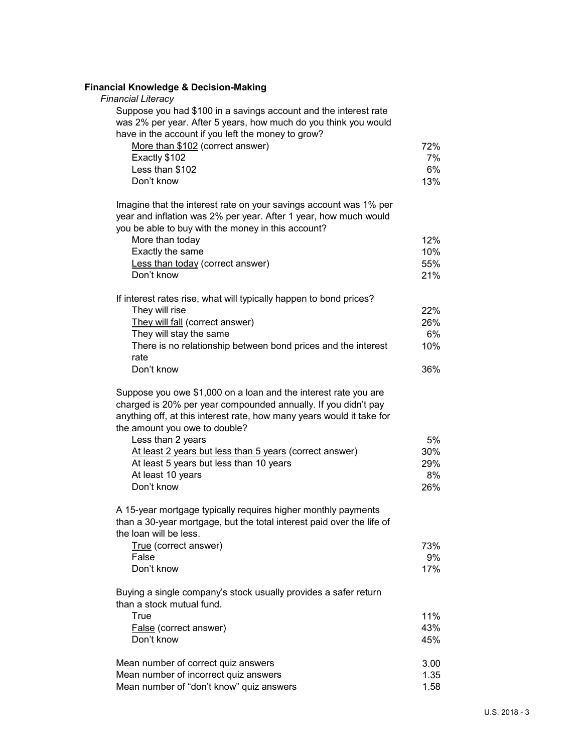**Financial Knowledge & Decision-Making**

*Financial Literacy*

| | |
|---|---|
| Suppose you had $100 in a savings account and the interest rate was 2% per year. After 5 years, how much do you think you would have in the account if you left the money to grow? | |
| <u>More than $102</u> (correct answer) | 72% |
| Exactly $102 | 7% |
| Less than $102 | 6% |
| Don't know | 13% |
| Imagine that the interest rate on your savings account was 1% per year and inflation was 2% per year. After 1 year, how much would you be able to buy with the money in this account? | |
| More than today | 12% |
| Exactly the same | 10% |
| <u>Less than today</u> (correct answer) | 55% |
| Don't know | 21% |
| If interest rates rise, what will typically happen to bond prices? | |
| They will rise | 22% |
| <u>They will fall</u> (correct answer) | 26% |
| They will stay the same | 6% |
| There is no relationship between bond prices and the interest rate | 10% |
| Don't know | 36% |
| Suppose you owe $1,000 on a loan and the interest rate you are charged is 20% per year compounded annually. If you didn't pay anything off, at this interest rate, how many years would it take for the amount you owe to double? | |
| Less than 2 years | 5% |
| <u>At least 2 years but less than 5 years</u> (correct answer) | 30% |
| At least 5 years but less than 10 years | 29% |
| At least 10 years | 8% |
| Don't know | 26% |
| A 15-year mortgage typically requires higher monthly payments than a 30-year mortgage, but the total interest paid over the life of the loan will be less. | |
| <u>True</u> (correct answer) | 73% |
| False | 9% |
| Don't know | 17% |
| Buying a single company's stock usually provides a safer return than a stock mutual fund. | |
| True | 11% |
| <u>False</u> (correct answer) | 43% |
| Don't know | 45% |
| Mean number of correct quiz answers | 3.00 |
| Mean number of incorrect quiz answers | 1.35 |
| Mean number of "don't know" quiz answers | 1.58 |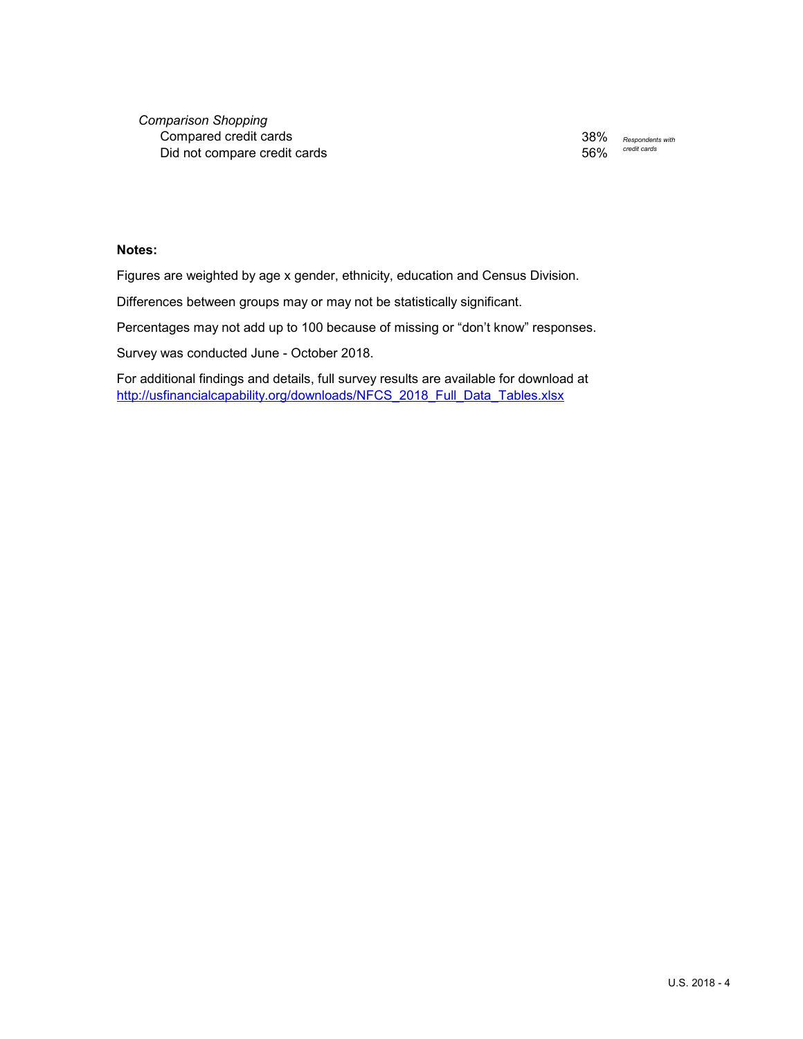*Comparison Shopping*

| | | |
|---|---|---|
| Compared credit cards | 38% | *Respondents with credit cards* |
| Did not compare credit cards | 56% | |

**Notes:**

Figures are weighted by age x gender, ethnicity, education and Census Division.

Differences between groups may or may not be statistically significant.

Percentages may not add up to 100 because of missing or “don’t know” responses.

Survey was conducted June - October 2018.

For additional findings and details, full survey results are available for download at [http://usfinancialcapability.org/downloads/NFCS_2018_Full_Data_Tables.xlsx](http://usfinancialcapability.org/downloads/NFCS_2018_Full_Data_Tables.xlsx)